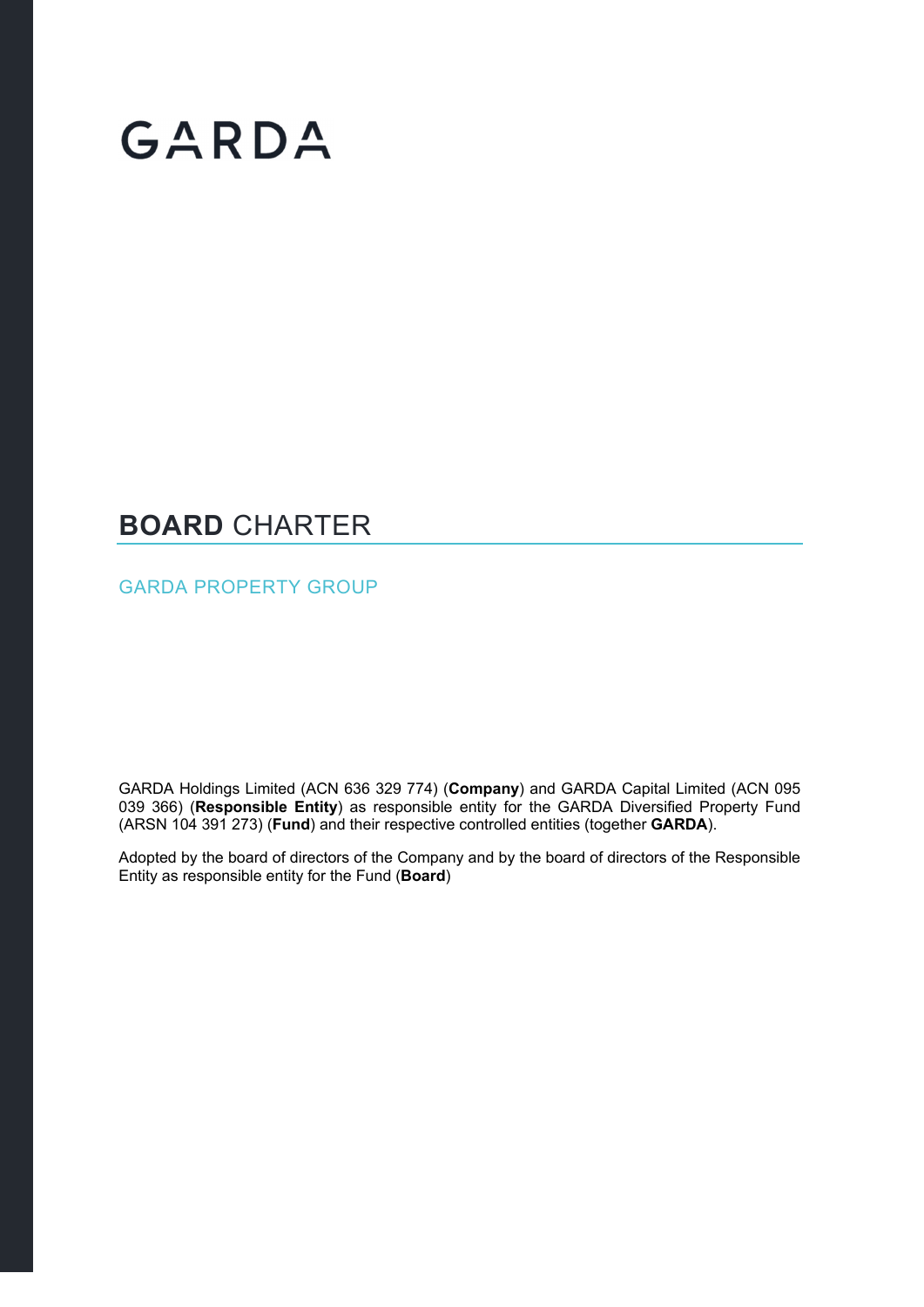# GARDA

## **BOARD** CHARTER

GARDA PROPERTY GROUP

GARDA Holdings Limited (ACN 636 329 774) (**Company**) and GARDA Capital Limited (ACN 095 039 366) (**Responsible Entity**) as responsible entity for the GARDA Diversified Property Fund (ARSN 104 391 273) (**Fund**) and their respective controlled entities (together **GARDA**).

Adopted by the board of directors of the Company and by the board of directors of the Responsible Entity as responsible entity for the Fund (**Board**)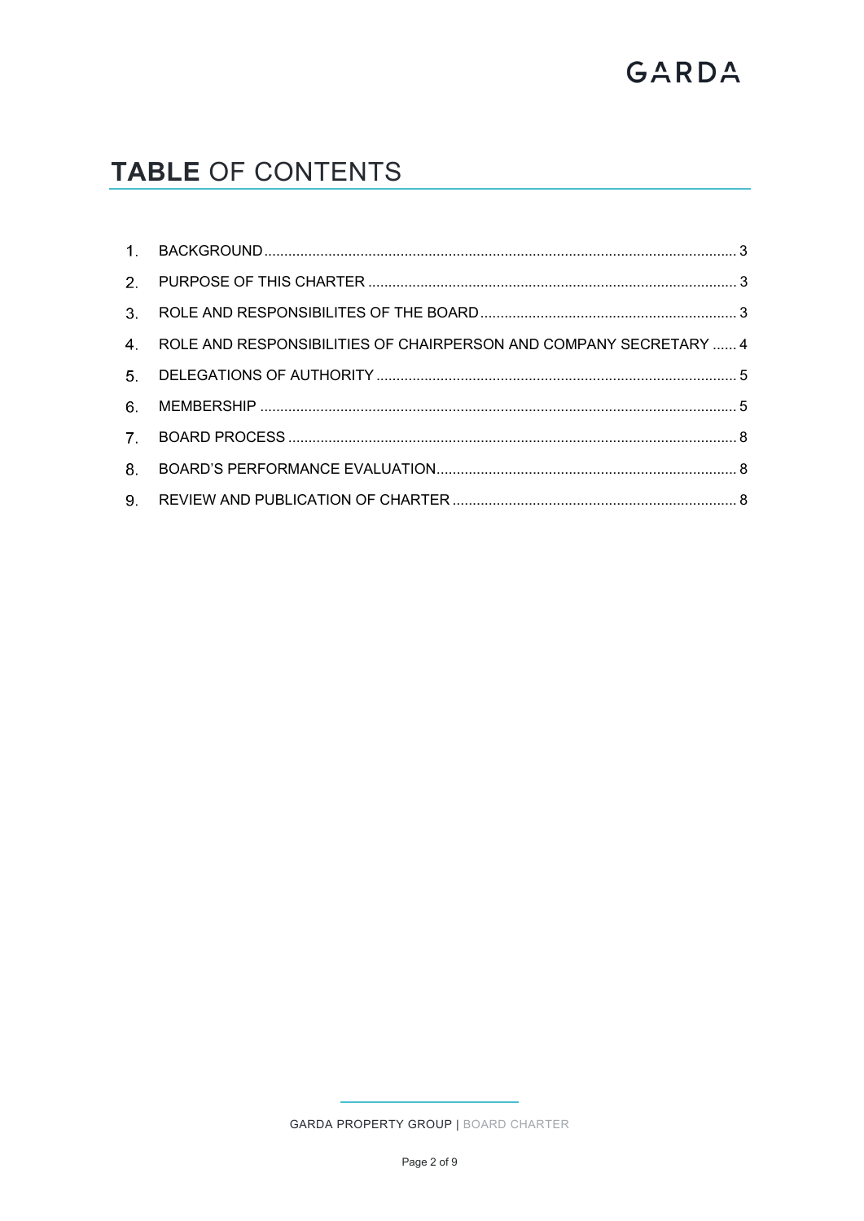# TABLE OF CONTENTS

1. BACKGROUND .................... 3
2. PURPOSE OF THIS CHARTER .................... 3
3. ROLE AND RESPONSIBILITES OF THE BOARD .................... 3
4. ROLE AND RESPONSIBILITIES OF CHAIRPERSON AND COMPANY SECRETARY .................... 4
5. DELEGATIONS OF AUTHORITY .................... 5
6. MEMBERSHIP .................... 5
7. BOARD PROCESS .................... 8
8. BOARD'S PERFORMANCE EVALUATION .................... 8
9. REVIEW AND PUBLICATION OF CHARTER .................... 8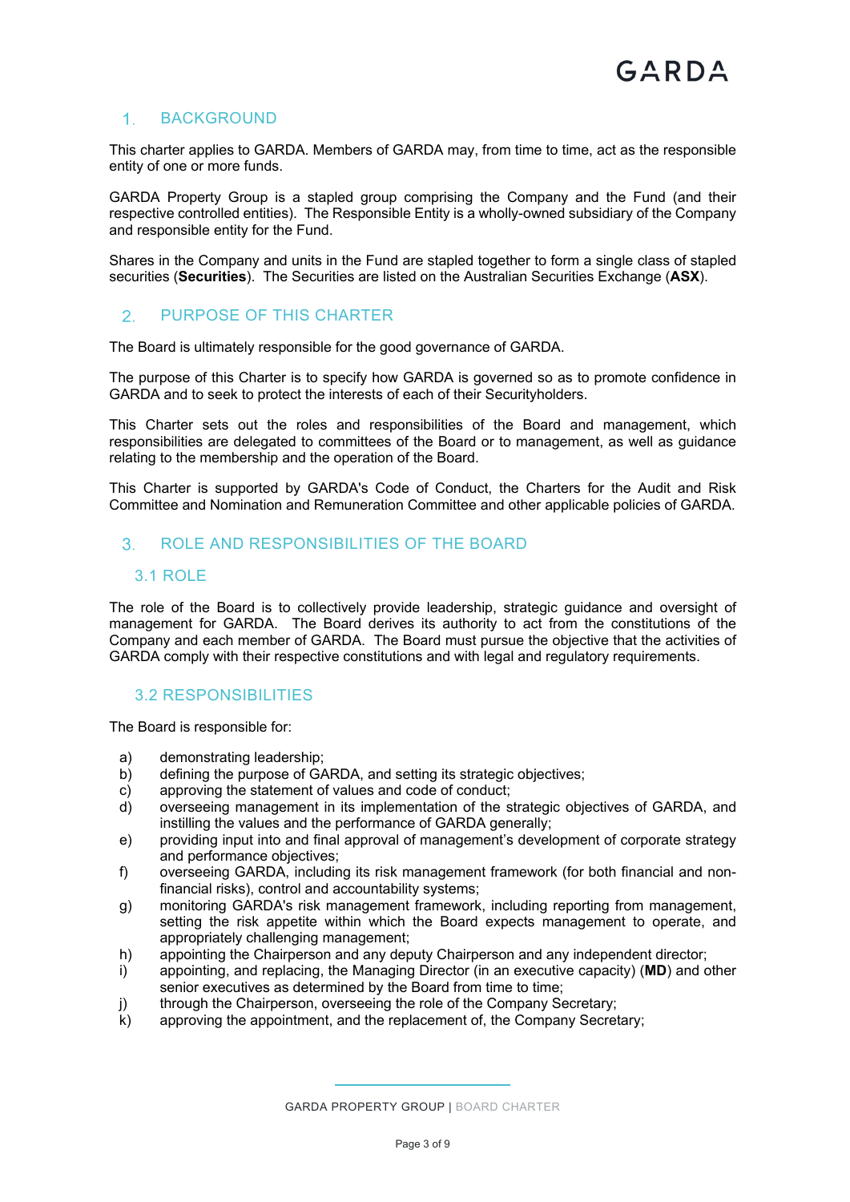## 1. BACKGROUND

This charter applies to GARDA. Members of GARDA may, from time to time, act as the responsible entity of one or more funds.

GARDA Property Group is a stapled group comprising the Company and the Fund (and their respective controlled entities). The Responsible Entity is a wholly-owned subsidiary of the Company and responsible entity for the Fund.

Shares in the Company and units in the Fund are stapled together to form a single class of stapled securities (**Securities**). The Securities are listed on the Australian Securities Exchange (**ASX**).

## 2. PURPOSE OF THIS CHARTER

The Board is ultimately responsible for the good governance of GARDA.

The purpose of this Charter is to specify how GARDA is governed so as to promote confidence in GARDA and to seek to protect the interests of each of their Securityholders.

This Charter sets out the roles and responsibilities of the Board and management, which responsibilities are delegated to committees of the Board or to management, as well as guidance relating to the membership and the operation of the Board.

This Charter is supported by GARDA's Code of Conduct, the Charters for the Audit and Risk Committee and Nomination and Remuneration Committee and other applicable policies of GARDA.

## 3. ROLE AND RESPONSIBILITIES OF THE BOARD

### 3.1 ROLE

The role of the Board is to collectively provide leadership, strategic guidance and oversight of management for GARDA. The Board derives its authority to act from the constitutions of the Company and each member of GARDA. The Board must pursue the objective that the activities of GARDA comply with their respective constitutions and with legal and regulatory requirements.

### 3.2 RESPONSIBILITIES

The Board is responsible for:

a) demonstrating leadership;
b) defining the purpose of GARDA, and setting its strategic objectives;
c) approving the statement of values and code of conduct;
d) overseeing management in its implementation of the strategic objectives of GARDA, and instilling the values and the performance of GARDA generally;
e) providing input into and final approval of management's development of corporate strategy and performance objectives;
f) overseeing GARDA, including its risk management framework (for both financial and non-financial risks), control and accountability systems;
g) monitoring GARDA's risk management framework, including reporting from management, setting the risk appetite within which the Board expects management to operate, and appropriately challenging management;
h) appointing the Chairperson and any deputy Chairperson and any independent director;
i) appointing, and replacing, the Managing Director (in an executive capacity) (**MD**) and other senior executives as determined by the Board from time to time;
j) through the Chairperson, overseeing the role of the Company Secretary;
k) approving the appointment, and the replacement of, the Company Secretary;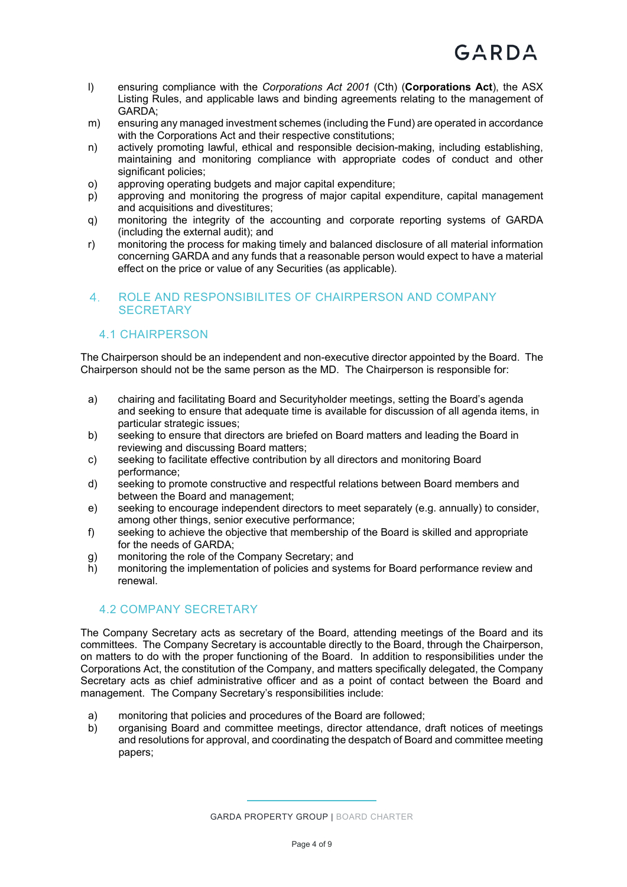l) ensuring compliance with the *Corporations Act 2001* (Cth) (**Corporations Act**), the ASX Listing Rules, and applicable laws and binding agreements relating to the management of GARDA;

m) ensuring any managed investment schemes (including the Fund) are operated in accordance with the Corporations Act and their respective constitutions;

n) actively promoting lawful, ethical and responsible decision-making, including establishing, maintaining and monitoring compliance with appropriate codes of conduct and other significant policies;

o) approving operating budgets and major capital expenditure;

p) approving and monitoring the progress of major capital expenditure, capital management and acquisitions and divestitures;

q) monitoring the integrity of the accounting and corporate reporting systems of GARDA (including the external audit); and

r) monitoring the process for making timely and balanced disclosure of all material information concerning GARDA and any funds that a reasonable person would expect to have a material effect on the price or value of any Securities (as applicable).

## 4. ROLE AND RESPONSIBILITES OF CHAIRPERSON AND COMPANY SECRETARY

### 4.1 CHAIRPERSON

The Chairperson should be an independent and non-executive director appointed by the Board. The Chairperson should not be the same person as the MD. The Chairperson is responsible for:

a) chairing and facilitating Board and Securityholder meetings, setting the Board's agenda and seeking to ensure that adequate time is available for discussion of all agenda items, in particular strategic issues;

b) seeking to ensure that directors are briefed on Board matters and leading the Board in reviewing and discussing Board matters;

c) seeking to facilitate effective contribution by all directors and monitoring Board performance;

d) seeking to promote constructive and respectful relations between Board members and between the Board and management;

e) seeking to encourage independent directors to meet separately (e.g. annually) to consider, among other things, senior executive performance;

f) seeking to achieve the objective that membership of the Board is skilled and appropriate for the needs of GARDA;

g) monitoring the role of the Company Secretary; and

h) monitoring the implementation of policies and systems for Board performance review and renewal.

### 4.2 COMPANY SECRETARY

The Company Secretary acts as secretary of the Board, attending meetings of the Board and its committees. The Company Secretary is accountable directly to the Board, through the Chairperson, on matters to do with the proper functioning of the Board. In addition to responsibilities under the Corporations Act, the constitution of the Company, and matters specifically delegated, the Company Secretary acts as chief administrative officer and as a point of contact between the Board and management. The Company Secretary's responsibilities include:

a) monitoring that policies and procedures of the Board are followed;

b) organising Board and committee meetings, director attendance, draft notices of meetings and resolutions for approval, and coordinating the despatch of Board and committee meeting papers;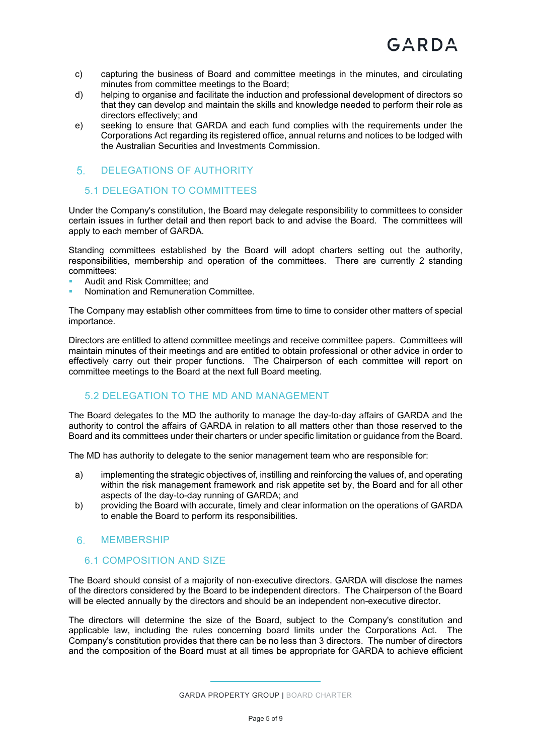c) capturing the business of Board and committee meetings in the minutes, and circulating minutes from committee meetings to the Board;

d) helping to organise and facilitate the induction and professional development of directors so that they can develop and maintain the skills and knowledge needed to perform their role as directors effectively; and

e) seeking to ensure that GARDA and each fund complies with the requirements under the Corporations Act regarding its registered office, annual returns and notices to be lodged with the Australian Securities and Investments Commission.

## 5. DELEGATIONS OF AUTHORITY

### 5.1 DELEGATION TO COMMITTEES

Under the Company's constitution, the Board may delegate responsibility to committees to consider certain issues in further detail and then report back to and advise the Board. The committees will apply to each member of GARDA.

Standing committees established by the Board will adopt charters setting out the authority, responsibilities, membership and operation of the committees. There are currently 2 standing committees:

- Audit and Risk Committee; and
- Nomination and Remuneration Committee.

The Company may establish other committees from time to time to consider other matters of special importance.

Directors are entitled to attend committee meetings and receive committee papers. Committees will maintain minutes of their meetings and are entitled to obtain professional or other advice in order to effectively carry out their proper functions. The Chairperson of each committee will report on committee meetings to the Board at the next full Board meeting.

### 5.2 DELEGATION TO THE MD AND MANAGEMENT

The Board delegates to the MD the authority to manage the day-to-day affairs of GARDA and the authority to control the affairs of GARDA in relation to all matters other than those reserved to the Board and its committees under their charters or under specific limitation or guidance from the Board.

The MD has authority to delegate to the senior management team who are responsible for:

a) implementing the strategic objectives of, instilling and reinforcing the values of, and operating within the risk management framework and risk appetite set by, the Board and for all other aspects of the day-to-day running of GARDA; and

b) providing the Board with accurate, timely and clear information on the operations of GARDA to enable the Board to perform its responsibilities.

## 6. MEMBERSHIP

### 6.1 COMPOSITION AND SIZE

The Board should consist of a majority of non-executive directors. GARDA will disclose the names of the directors considered by the Board to be independent directors. The Chairperson of the Board will be elected annually by the directors and should be an independent non-executive director.

The directors will determine the size of the Board, subject to the Company's constitution and applicable law, including the rules concerning board limits under the Corporations Act. The Company's constitution provides that there can be no less than 3 directors. The number of directors and the composition of the Board must at all times be appropriate for GARDA to achieve efficient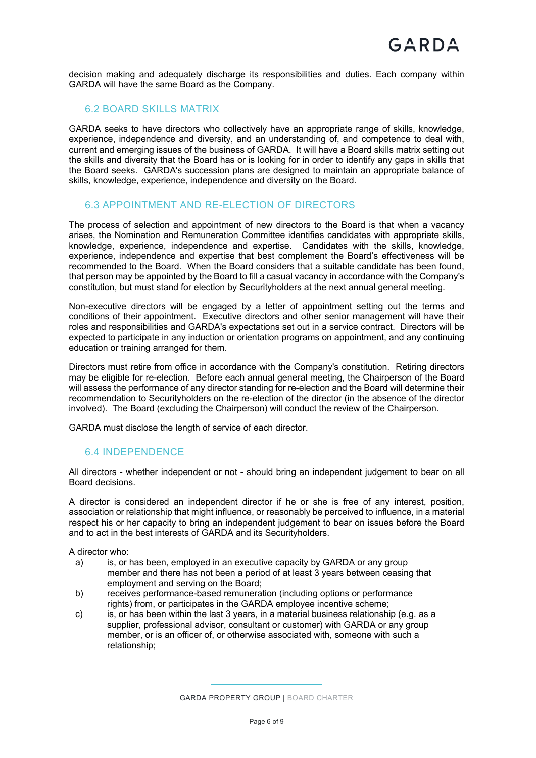decision making and adequately discharge its responsibilities and duties. Each company within GARDA will have the same Board as the Company.

## 6.2 BOARD SKILLS MATRIX

GARDA seeks to have directors who collectively have an appropriate range of skills, knowledge, experience, independence and diversity, and an understanding of, and competence to deal with, current and emerging issues of the business of GARDA. It will have a Board skills matrix setting out the skills and diversity that the Board has or is looking for in order to identify any gaps in skills that the Board seeks. GARDA's succession plans are designed to maintain an appropriate balance of skills, knowledge, experience, independence and diversity on the Board.

## 6.3 APPOINTMENT AND RE-ELECTION OF DIRECTORS

The process of selection and appointment of new directors to the Board is that when a vacancy arises, the Nomination and Remuneration Committee identifies candidates with appropriate skills, knowledge, experience, independence and expertise. Candidates with the skills, knowledge, experience, independence and expertise that best complement the Board's effectiveness will be recommended to the Board. When the Board considers that a suitable candidate has been found, that person may be appointed by the Board to fill a casual vacancy in accordance with the Company's constitution, but must stand for election by Securityholders at the next annual general meeting.

Non-executive directors will be engaged by a letter of appointment setting out the terms and conditions of their appointment. Executive directors and other senior management will have their roles and responsibilities and GARDA's expectations set out in a service contract. Directors will be expected to participate in any induction or orientation programs on appointment, and any continuing education or training arranged for them.

Directors must retire from office in accordance with the Company's constitution. Retiring directors may be eligible for re-election. Before each annual general meeting, the Chairperson of the Board will assess the performance of any director standing for re-election and the Board will determine their recommendation to Securityholders on the re-election of the director (in the absence of the director involved). The Board (excluding the Chairperson) will conduct the review of the Chairperson.

GARDA must disclose the length of service of each director.

## 6.4 INDEPENDENCE

All directors - whether independent or not - should bring an independent judgement to bear on all Board decisions.

A director is considered an independent director if he or she is free of any interest, position, association or relationship that might influence, or reasonably be perceived to influence, in a material respect his or her capacity to bring an independent judgement to bear on issues before the Board and to act in the best interests of GARDA and its Securityholders.

A director who:

a) is, or has been, employed in an executive capacity by GARDA or any group member and there has not been a period of at least 3 years between ceasing that employment and serving on the Board;
b) receives performance-based remuneration (including options or performance rights) from, or participates in the GARDA employee incentive scheme;
c) is, or has been within the last 3 years, in a material business relationship (e.g. as a supplier, professional advisor, consultant or customer) with GARDA or any group member, or is an officer of, or otherwise associated with, someone with such a relationship;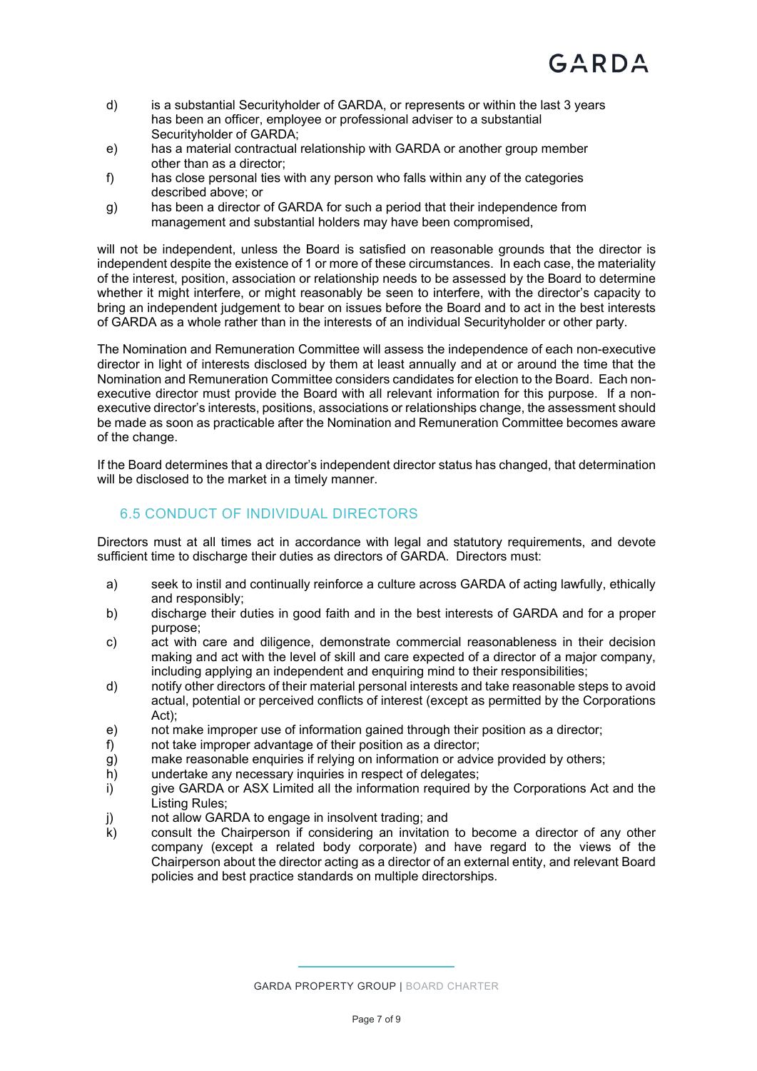d) is a substantial Securityholder of GARDA, or represents or within the last 3 years has been an officer, employee or professional adviser to a substantial Securityholder of GARDA;
e) has a material contractual relationship with GARDA or another group member other than as a director;
f) has close personal ties with any person who falls within any of the categories described above; or
g) has been a director of GARDA for such a period that their independence from management and substantial holders may have been compromised,

will not be independent, unless the Board is satisfied on reasonable grounds that the director is independent despite the existence of 1 or more of these circumstances. In each case, the materiality of the interest, position, association or relationship needs to be assessed by the Board to determine whether it might interfere, or might reasonably be seen to interfere, with the director's capacity to bring an independent judgement to bear on issues before the Board and to act in the best interests of GARDA as a whole rather than in the interests of an individual Securityholder or other party.

The Nomination and Remuneration Committee will assess the independence of each non-executive director in light of interests disclosed by them at least annually and at or around the time that the Nomination and Remuneration Committee considers candidates for election to the Board. Each non-executive director must provide the Board with all relevant information for this purpose. If a non-executive director's interests, positions, associations or relationships change, the assessment should be made as soon as practicable after the Nomination and Remuneration Committee becomes aware of the change.

If the Board determines that a director's independent director status has changed, that determination will be disclosed to the market in a timely manner.

## 6.5 CONDUCT OF INDIVIDUAL DIRECTORS

Directors must at all times act in accordance with legal and statutory requirements, and devote sufficient time to discharge their duties as directors of GARDA. Directors must:

a) seek to instil and continually reinforce a culture across GARDA of acting lawfully, ethically and responsibly;
b) discharge their duties in good faith and in the best interests of GARDA and for a proper purpose;
c) act with care and diligence, demonstrate commercial reasonableness in their decision making and act with the level of skill and care expected of a director of a major company, including applying an independent and enquiring mind to their responsibilities;
d) notify other directors of their material personal interests and take reasonable steps to avoid actual, potential or perceived conflicts of interest (except as permitted by the Corporations Act);
e) not make improper use of information gained through their position as a director;
f) not take improper advantage of their position as a director;
g) make reasonable enquiries if relying on information or advice provided by others;
h) undertake any necessary inquiries in respect of delegates;
i) give GARDA or ASX Limited all the information required by the Corporations Act and the Listing Rules;
j) not allow GARDA to engage in insolvent trading; and
k) consult the Chairperson if considering an invitation to become a director of any other company (except a related body corporate) and have regard to the views of the Chairperson about the director acting as a director of an external entity, and relevant Board policies and best practice standards on multiple directorships.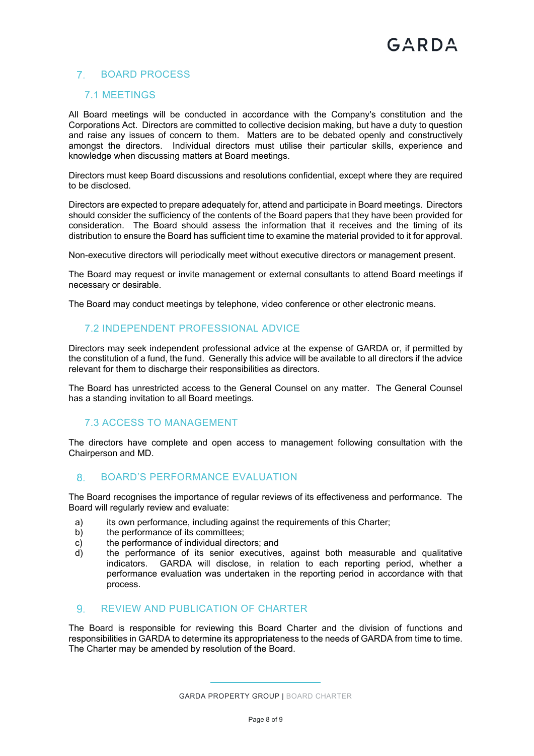## 7. BOARD PROCESS

### 7.1 MEETINGS

All Board meetings will be conducted in accordance with the Company's constitution and the Corporations Act. Directors are committed to collective decision making, but have a duty to question and raise any issues of concern to them. Matters are to be debated openly and constructively amongst the directors. Individual directors must utilise their particular skills, experience and knowledge when discussing matters at Board meetings.

Directors must keep Board discussions and resolutions confidential, except where they are required to be disclosed.

Directors are expected to prepare adequately for, attend and participate in Board meetings. Directors should consider the sufficiency of the contents of the Board papers that they have been provided for consideration. The Board should assess the information that it receives and the timing of its distribution to ensure the Board has sufficient time to examine the material provided to it for approval.

Non-executive directors will periodically meet without executive directors or management present.

The Board may request or invite management or external consultants to attend Board meetings if necessary or desirable.

The Board may conduct meetings by telephone, video conference or other electronic means.

### 7.2 INDEPENDENT PROFESSIONAL ADVICE

Directors may seek independent professional advice at the expense of GARDA or, if permitted by the constitution of a fund, the fund. Generally this advice will be available to all directors if the advice relevant for them to discharge their responsibilities as directors.

The Board has unrestricted access to the General Counsel on any matter. The General Counsel has a standing invitation to all Board meetings.

### 7.3 ACCESS TO MANAGEMENT

The directors have complete and open access to management following consultation with the Chairperson and MD.

## 8. BOARD'S PERFORMANCE EVALUATION

The Board recognises the importance of regular reviews of its effectiveness and performance. The Board will regularly review and evaluate:

a) its own performance, including against the requirements of this Charter;
b) the performance of its committees;
c) the performance of individual directors; and
d) the performance of its senior executives, against both measurable and qualitative indicators. GARDA will disclose, in relation to each reporting period, whether a performance evaluation was undertaken in the reporting period in accordance with that process.

## 9. REVIEW AND PUBLICATION OF CHARTER

The Board is responsible for reviewing this Board Charter and the division of functions and responsibilities in GARDA to determine its appropriateness to the needs of GARDA from time to time. The Charter may be amended by resolution of the Board.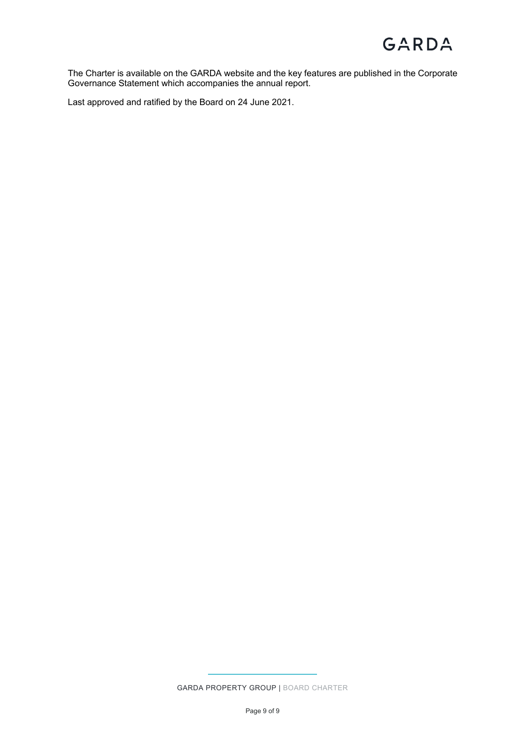The Charter is available on the GARDA website and the key features are published in the Corporate Governance Statement which accompanies the annual report.

Last approved and ratified by the Board on 24 June 2021.